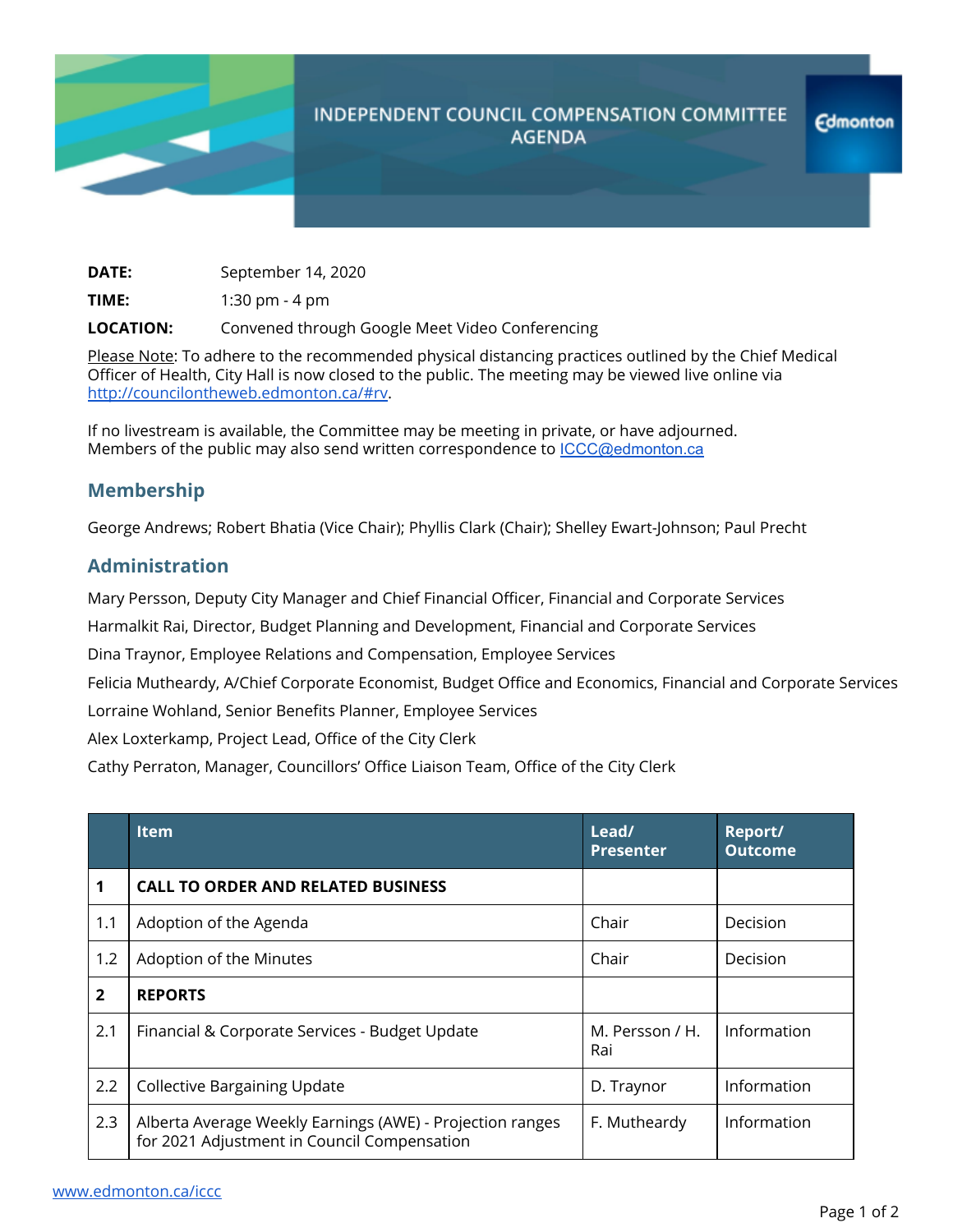# INDEPENDENT COUNCIL COMPENSATION COMMITTEE AGENDA

Edmonton

**DATE:** September 14, 2020

**TIME:** 1:30 pm - 4 pm

**LOCATION:** Convened through Google Meet Video Conferencing

Please Note: To adhere to the recommended physical distancing practices outlined by the Chief Medical Officer of Health, City Hall is now closed to the public. The meeting may be viewed live online via http://councilontheweb.edmonton.ca/#rv.

If no livestream is available, the Committee may be meeting in private, or have adjourned. Members of the public may also send written correspondence to ICCC@edmonton.ca

## Membership

George Andrews; Robert Bhatia (Vice Chair); Phyllis Clark (Chair); Shelley Ewart-Johnson; Paul Precht

## Administration

Mary Persson, Deputy City Manager and Chief Financial Officer, Financial and Corporate Services

Harmalkit Rai, Director, Budget Planning and Development, Financial and Corporate Services

Dina Traynor, Employee Relations and Compensation, Employee Services

Felicia Mutheardy, A/Chief Corporate Economist, Budget Office and Economics, Financial and Corporate Services

Lorraine Wohland, Senior Benefits Planner, Employee Services

Alex Loxterkamp, Project Lead, Office of the City Clerk

Cathy Perraton, Manager, Councillors' Office Liaison Team, Office of the City Clerk

| | Item | Lead/ Presenter | Report/ Outcome |
|---|---|---|---|
| **1** | **CALL TO ORDER AND RELATED BUSINESS** | | |
| 1.1 | Adoption of the Agenda | Chair | Decision |
| 1.2 | Adoption of the Minutes | Chair | Decision |
| **2** | **REPORTS** | | |
| 2.1 | Financial & Corporate Services - Budget Update | M. Persson / H. Rai | Information |
| 2.2 | Collective Bargaining Update | D. Traynor | Information |
| 2.3 | Alberta Average Weekly Earnings (AWE) - Projection ranges for 2021 Adjustment in Council Compensation | F. Mutheardy | Information |

www.edmonton.ca/iccc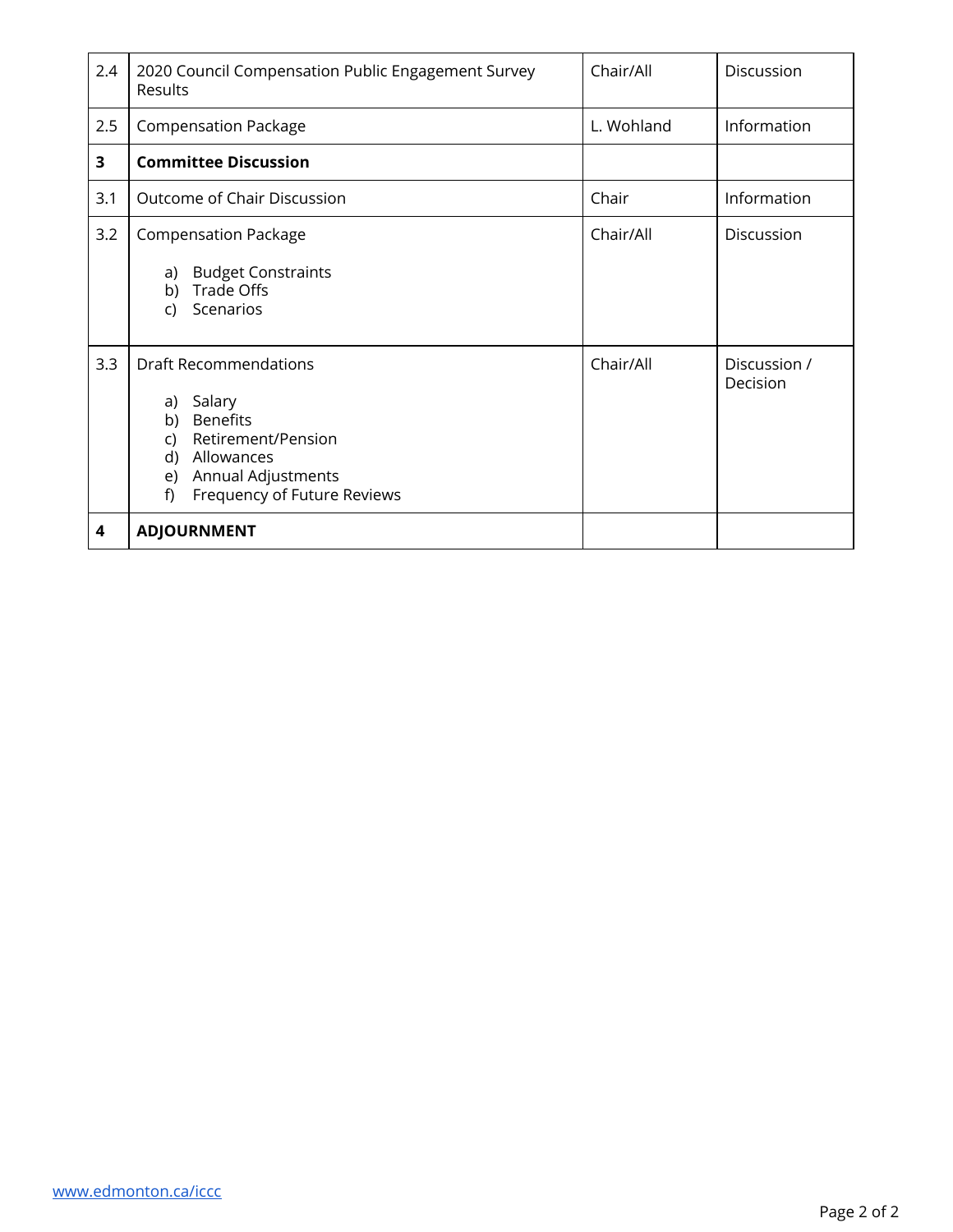| | | | |
|---|---|---|---|
| 2.4 | 2020 Council Compensation Public Engagement Survey Results | Chair/All | Discussion |
| 2.5 | Compensation Package | L. Wohland | Information |
| **3** | **Committee Discussion** | | |
| 3.1 | Outcome of Chair Discussion | Chair | Information |
| 3.2 | Compensation Package<br><br>a) Budget Constraints<br>b) Trade Offs<br>c) Scenarios | Chair/All | Discussion |
| 3.3 | Draft Recommendations<br><br>a) Salary<br>b) Benefits<br>c) Retirement/Pension<br>d) Allowances<br>e) Annual Adjustments<br>f) Frequency of Future Reviews | Chair/All | Discussion / Decision |
| **4** | **ADJOURNMENT** | | |

www.edmonton.ca/iccc